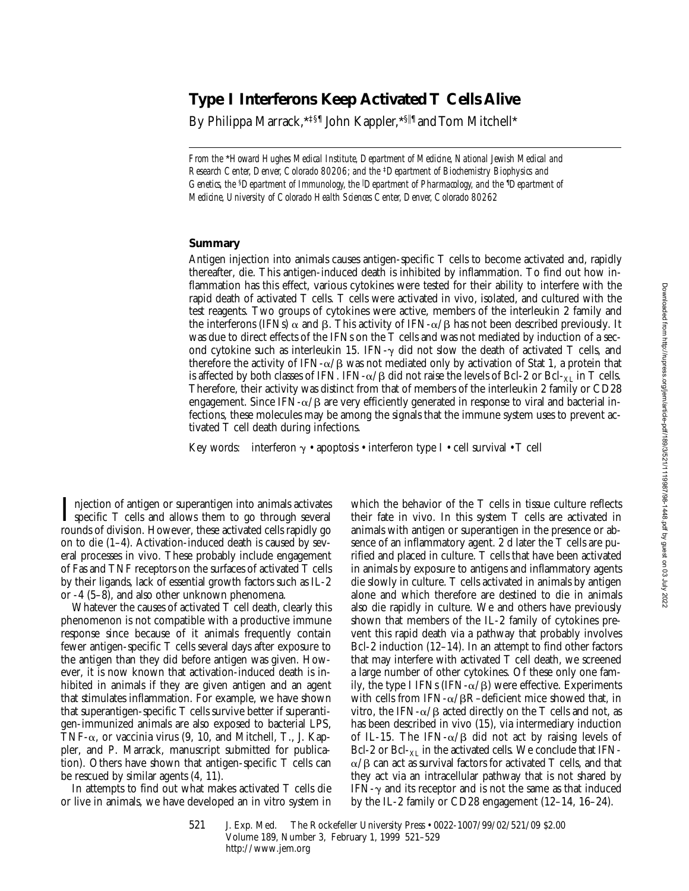# Type I Interferons Keep Activated T Cells Alive

By Philippa Marrack,*‡§¶ John Kappler,*§‖¶ and Tom Mitchell*

*From the \*Howard Hughes Medical Institute, Department of Medicine, National Jewish Medical and Research Center, Denver, Colorado 80206; and the ‡Department of Biochemistry Biophysics and Genetics, the §Department of Immunology, the ‖Department of Pharmacology, and the ¶Department of Medicine, University of Colorado Health Sciences Center, Denver, Colorado 80262*

## Summary

Antigen injection into animals causes antigen-specific T cells to become activated and, rapidly thereafter, die. This antigen-induced death is inhibited by inflammation. To find out how inflammation has this effect, various cytokines were tested for their ability to interfere with the rapid death of activated T cells. T cells were activated in vivo, isolated, and cultured with the test reagents. Two groups of cytokines were active, members of the interleukin 2 family and the interferons (IFNs) α and β. This activity of IFN-α/β has not been described previously. It was due to direct effects of the IFNs on the T cells and was not mediated by induction of a second cytokine such as interleukin 15. IFN-γ did not slow the death of activated T cells, and therefore the activity of IFN-α/β was not mediated only by activation of Stat 1, a protein that is affected by both classes of IFN. IFN-α/β did not raise the levels of Bcl-2 or Bcl-$_{XL}$ in T cells. Therefore, their activity was distinct from that of members of the interleukin 2 family or CD28 engagement. Since IFN-α/β are very efficiently generated in response to viral and bacterial infections, these molecules may be among the signals that the immune system uses to prevent activated T cell death during infections.

Key words: interferon γ • apoptosis • interferon type I • cell survival • T cell

Injection of antigen or superantigen into animals activates specific T cells and allows them to go through several rounds of division. However, these activated cells rapidly go on to die (1–4). Activation-induced death is caused by several processes in vivo. These probably include engagement of Fas and TNF receptors on the surfaces of activated T cells by their ligands, lack of essential growth factors such as IL-2 or -4 (5–8), and also other unknown phenomena.

Whatever the causes of activated T cell death, clearly this phenomenon is not compatible with a productive immune response since because of it animals frequently contain fewer antigen-specific T cells several days after exposure to the antigen than they did before antigen was given. However, it is now known that activation-induced death is inhibited in animals if they are given antigen and an agent that stimulates inflammation. For example, we have shown that superantigen-specific T cells survive better if superantigen-immunized animals are also exposed to bacterial LPS, TNF-α, or vaccinia virus (9, 10, and Mitchell, T., J. Kappler, and P. Marrack, manuscript submitted for publication). Others have shown that antigen-specific T cells can be rescued by similar agents (4, 11).

In attempts to find out what makes activated T cells die or live in animals, we have developed an in vitro system in which the behavior of the T cells in tissue culture reflects their fate in vivo. In this system T cells are activated in animals with antigen or superantigen in the presence or absence of an inflammatory agent. 2 d later the T cells are purified and placed in culture. T cells that have been activated in animals by exposure to antigens and inflammatory agents die slowly in culture. T cells activated in animals by antigen alone and which therefore are destined to die in animals also die rapidly in culture. We and others have previously shown that members of the IL-2 family of cytokines prevent this rapid death via a pathway that probably involves Bcl-2 induction (12–14). In an attempt to find other factors that may interfere with activated T cell death, we screened a large number of other cytokines. Of these only one family, the type I IFNs (IFN-α/β) were effective. Experiments with cells from IFN-α/βR–deficient mice showed that, in vitro, the IFN-α/β acted directly on the T cells and not, as has been described in vivo (15), via intermediary induction of IL-15. The IFN-α/β did not act by raising levels of Bcl-2 or Bcl-$_{XL}$ in the activated cells. We conclude that IFN-α/β can act as survival factors for activated T cells, and that they act via an intracellular pathway that is not shared by IFN-γ and its receptor and is not the same as that induced by the IL-2 family or CD28 engagement (12–14, 16–24).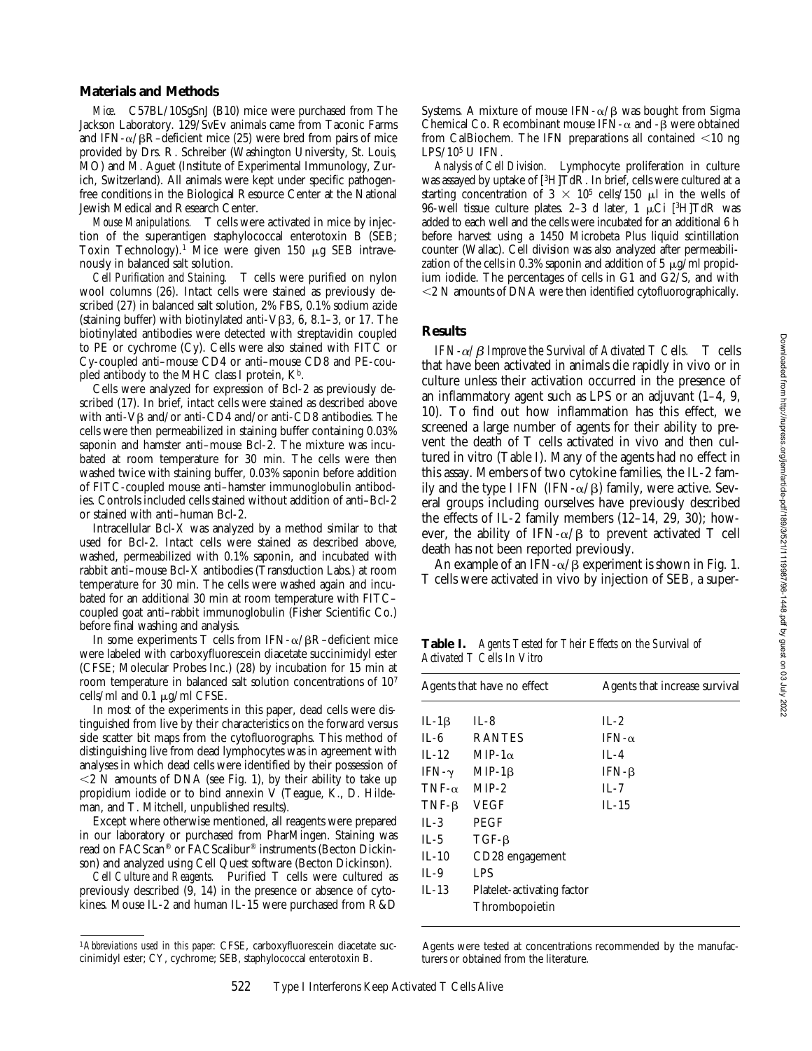## Materials and Methods

*Mice.* C57BL/10SgSnJ (B10) mice were purchased from The Jackson Laboratory. 129/SvEv animals came from Taconic Farms and IFN-α/βR–deficient mice (25) were bred from pairs of mice provided by Drs. R. Schreiber (Washington University, St. Louis, MO) and M. Aguet (Institute of Experimental Immunology, Zurich, Switzerland). All animals were kept under specific pathogen-free conditions in the Biological Resource Center at the National Jewish Medical and Research Center.

*Mouse Manipulations.* T cells were activated in mice by injection of the superantigen staphylococcal enterotoxin B (SEB; Toxin Technology).[1] Mice were given 150 μg SEB intravenously in balanced salt solution.

*Cell Purification and Staining.* T cells were purified on nylon wool columns (26). Intact cells were stained as previously described (27) in balanced salt solution, 2% FBS, 0.1% sodium azide (staining buffer) with biotinylated anti-Vβ3, 6, 8.1–3, or 17. The biotinylated antibodies were detected with streptavidin coupled to PE or cychrome (Cy). Cells were also stained with FITC or Cy-coupled anti–mouse CD4 or anti–mouse CD8 and PE-coupled antibody to the MHC class I protein, $K^b$.

Cells were analyzed for expression of Bcl-2 as previously described (17). In brief, intact cells were stained as described above with anti-Vβ and/or anti-CD4 and/or anti-CD8 antibodies. The cells were then permeabilized in staining buffer containing 0.03% saponin and hamster anti–mouse Bcl-2. The mixture was incubated at room temperature for 30 min. The cells were then washed twice with staining buffer, 0.03% saponin before addition of FITC-coupled mouse anti–hamster immunoglobulin antibodies. Controls included cells stained without addition of anti–Bcl-2 or stained with anti–human Bcl-2.

Intracellular Bcl-X was analyzed by a method similar to that used for Bcl-2. Intact cells were stained as described above, washed, permeabilized with 0.1% saponin, and incubated with rabbit anti–mouse Bcl-X antibodies (Transduction Labs.) at room temperature for 30 min. The cells were washed again and incubated for an additional 30 min at room temperature with FITC–coupled goat anti–rabbit immunoglobulin (Fisher Scientific Co.) before final washing and analysis.

In some experiments T cells from IFN-α/βR–deficient mice were labeled with carboxyfluorescein diacetate succinimidyl ester (CFSE; Molecular Probes Inc.) (28) by incubation for 15 min at room temperature in balanced salt solution concentrations of $10^7$ cells/ml and 0.1 μg/ml CFSE.

In most of the experiments in this paper, dead cells were distinguished from live by their characteristics on the forward versus side scatter bit maps from the cytofluorographs. This method of distinguishing live from dead lymphocytes was in agreement with analyses in which dead cells were identified by their possession of <2 N amounts of DNA (see Fig. 1), by their ability to take up propidium iodide or to bind annexin V (Teague, K., D. Hildeman, and T. Mitchell, unpublished results).

Except where otherwise mentioned, all reagents were prepared in our laboratory or purchased from PharMingen. Staining was read on FACScan® or FACScalibur® instruments (Becton Dickinson) and analyzed using Cell Quest software (Becton Dickinson).

*Cell Culture and Reagents.* Purified T cells were cultured as previously described (9, 14) in the presence or absence of cytokines. Mouse IL-2 and human IL-15 were purchased from R&D Systems. A mixture of mouse IFN-α/β was bought from Sigma Chemical Co. Recombinant mouse IFN-α and -β were obtained from CalBiochem. The IFN preparations all contained <10 ng LPS/$10^5$ U IFN.

*Analysis of Cell Division.* Lymphocyte proliferation in culture was assayed by uptake of [$^3$H]TdR. In brief, cells were cultured at a starting concentration of $3 \times 10^5$ cells/150 μl in the wells of 96-well tissue culture plates. 2–3 d later, 1 μCi [$^3$H]TdR was added to each well and the cells were incubated for an additional 6 h before harvest using a 1450 Microbeta Plus liquid scintillation counter (Wallac). Cell division was also analyzed after permeabilization of the cells in 0.3% saponin and addition of 5 μg/ml propidium iodide. The percentages of cells in G1 and G2/S, and with <2 N amounts of DNA were then identified cytofluorographically.

[1] *Abbreviations used in this paper:* CFSE, carboxyfluorescein diacetate succinimidyl ester; CY, cychrome; SEB, staphylococcal enterotoxin B.

## Results

*IFN-α/β Improve the Survival of Activated T Cells.* T cells that have been activated in animals die rapidly in vivo or in culture unless their activation occurred in the presence of an inflammatory agent such as LPS or an adjuvant (1–4, 9, 10). To find out how inflammation has this effect, we screened a large number of agents for their ability to prevent the death of T cells activated in vivo and then cultured in vitro (Table I). Many of the agents had no effect in this assay. Members of two cytokine families, the IL-2 family and the type I IFN (IFN-α/β) family, were active. Several groups including ourselves have previously described the effects of IL-2 family members (12–14, 29, 30); however, the ability of IFN-α/β to prevent activated T cell death has not been reported previously.

An example of an IFN-α/β experiment is shown in Fig. 1. T cells were activated in vivo by injection of SEB, a super-

**Table I.** *Agents Tested for Their Effects on the Survival of Activated T Cells In Vitro*

| Agents that have no effect | | Agents that increase survival |
|---|---|---|
| IL-1β | IL-8 | IL-2 |
| IL-6 | RANTES | IFN-α |
| IL-12 | MIP-1α | IL-4 |
| IFN-γ | MIP-1β | IFN-β |
| TNF-α | MIP-2 | IL-7 |
| TNF-β | VEGF | IL-15 |
| IL-3 | PEGF | |
| IL-5 | TGF-β | |
| IL-10 | CD28 engagement | |
| IL-9 | LPS | |
| IL-13 | Platelet-activating factor | |
| | Thrombopoietin | |

Agents were tested at concentrations recommended by the manufacturers or obtained from the literature.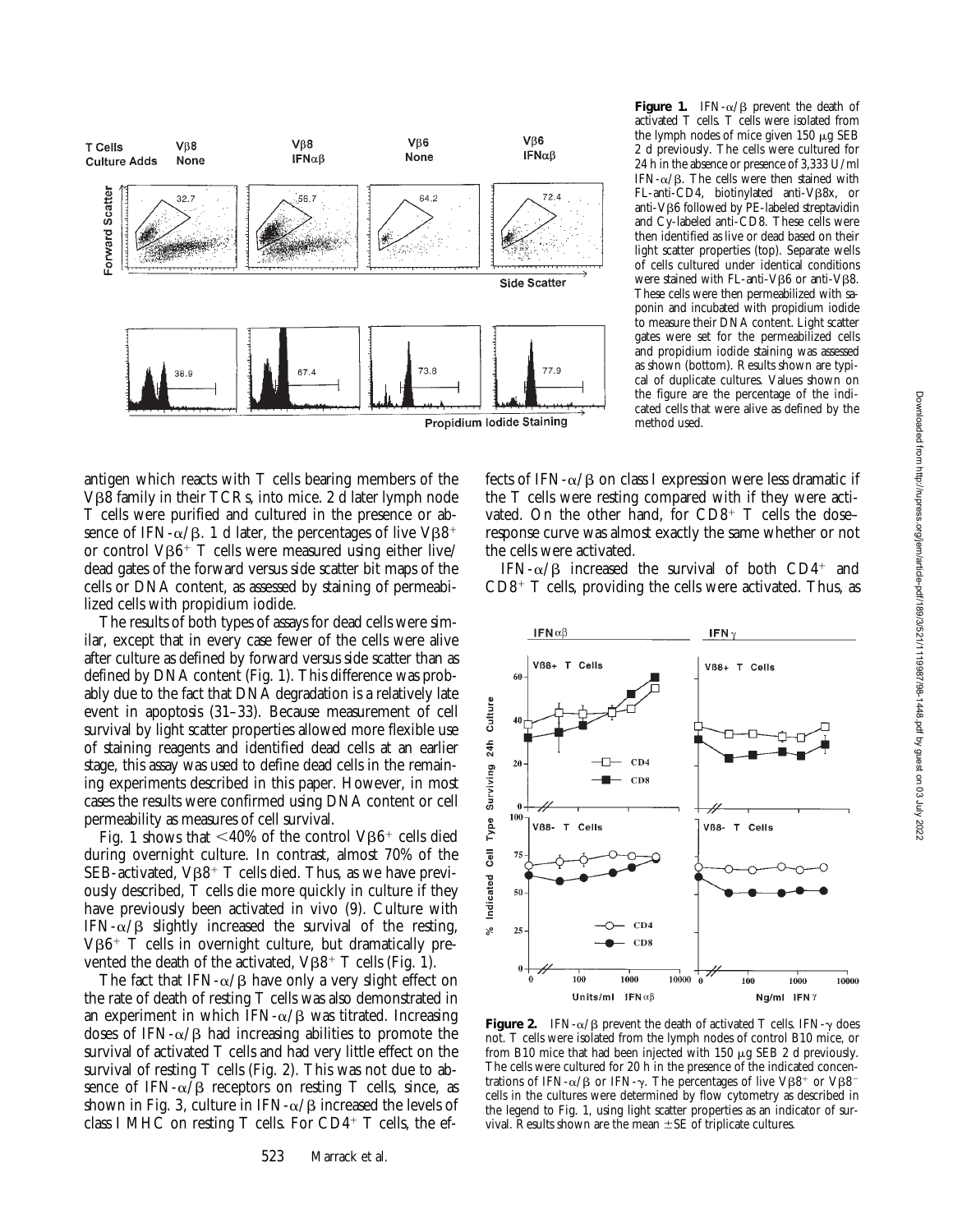**Figure 1.** IFN-α/β prevent the death of activated T cells. T cells were isolated from the lymph nodes of mice given 150 μg SEB 2 d previously. The cells were cultured for 24 h in the absence or presence of 3,333 U/ml IFN-α/β. The cells were then stained with FL-anti-CD4, biotinylated anti-Vβ8x, or anti-Vβ6 followed by PE-labeled streptavidin and Cy-labeled anti-CD8. These cells were then identified as live or dead based on their light scatter properties (top). Separate wells of cells cultured under identical conditions were stained with FL-anti-Vβ6 or anti-Vβ8. These cells were then permeabilized with saponin and incubated with propidium iodide to measure their DNA content. Light scatter gates were set for the permeabilized cells and propidium iodide staining was assessed as shown (bottom). Results shown are typical of duplicate cultures. Values shown on the figure are the percentage of the indicated cells that were alive as defined by the method used.

antigen which reacts with T cells bearing members of the Vβ8 family in their TCRs, into mice. 2 d later lymph node T cells were purified and cultured in the presence or absence of IFN-α/β. 1 d later, the percentages of live Vβ8$^+$ or control Vβ6$^+$ T cells were measured using either live/dead gates of the forward versus side scatter bit maps of the cells or DNA content, as assessed by staining of permeabilized cells with propidium iodide.

The results of both types of assays for dead cells were similar, except that in every case fewer of the cells were alive after culture as defined by forward versus side scatter than as defined by DNA content (Fig. 1). This difference was probably due to the fact that DNA degradation is a relatively late event in apoptosis (31–33). Because measurement of cell survival by light scatter properties allowed more flexible use of staining reagents and identified dead cells at an earlier stage, this assay was used to define dead cells in the remaining experiments described in this paper. However, in most cases the results were confirmed using DNA content or cell permeability as measures of cell survival.

Fig. 1 shows that <40% of the control Vβ6$^+$ cells died during overnight culture. In contrast, almost 70% of the SEB-activated, Vβ8$^+$ T cells died. Thus, as we have previously described, T cells die more quickly in culture if they have previously been activated in vivo (9). Culture with IFN-α/β slightly increased the survival of the resting, Vβ6$^+$ T cells in overnight culture, but dramatically prevented the death of the activated, Vβ8$^+$ T cells (Fig. 1).

The fact that IFN-α/β have only a very slight effect on the rate of death of resting T cells was also demonstrated in an experiment in which IFN-α/β was titrated. Increasing doses of IFN-α/β had increasing abilities to promote the survival of activated T cells and had very little effect on the survival of resting T cells (Fig. 2). This was not due to absence of IFN-α/β receptors on resting T cells, since, as shown in Fig. 3, culture in IFN-α/β increased the levels of class I MHC on resting T cells. For CD4$^+$ T cells, the effects of IFN-α/β on class I expression were less dramatic if the T cells were resting compared with if they were activated. On the other hand, for CD8$^+$ T cells the dose–response curve was almost exactly the same whether or not the cells were activated.

IFN-α/β increased the survival of both CD4$^+$ and CD8$^+$ T cells, providing the cells were activated. Thus, as

**Figure 2.** IFN-α/β prevent the death of activated T cells. IFN-γ does not. T cells were isolated from the lymph nodes of control B10 mice, or from B10 mice that had been injected with 150 μg SEB 2 d previously. The cells were cultured for 20 h in the presence of the indicated concentrations of IFN-α/β or IFN-γ. The percentages of live Vβ8$^+$ or Vβ8$^-$ cells in the cultures were determined by flow cytometry as described in the legend to Fig. 1, using light scatter properties as an indicator of survival. Results shown are the mean ±SE of triplicate cultures.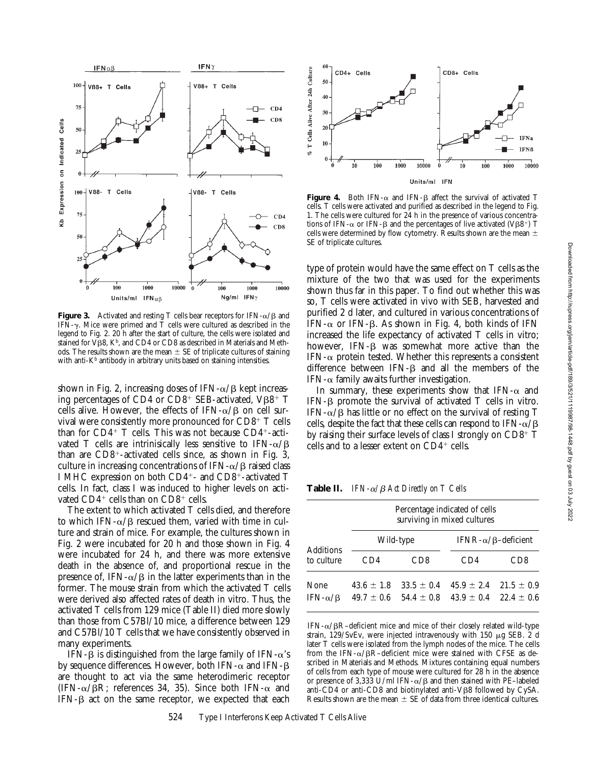**Figure 3.** Activated and resting T cells bear receptors for IFN-α/β and IFN-γ. Mice were primed and T cells were cultured as described in the legend to Fig. 2. 20 h after the start of culture, the cells were isolated and stained for Vβ8, $K^b$, and CD4 or CD8 as described in Materials and Methods. The results shown are the mean ± SE of triplicate cultures of staining with anti-$K^b$ antibody in arbitrary units based on staining intensities.

shown in Fig. 2, increasing doses of IFN-α/β kept increasing percentages of CD4 or $CD8^+$ SEB-activated, $V\beta8^+$ T cells alive. However, the effects of IFN-α/β on cell survival were consistently more pronounced for $CD8^+$ T cells than for $CD4^+$ T cells. This was not because $CD4^+$-activated T cells are intrinisically less sensitive to IFN-α/β than are $CD8^+$-activated cells since, as shown in Fig. 3, culture in increasing concentrations of IFN-α/β raised class I MHC expression on both $CD4^+$- and $CD8^+$-activated T cells. In fact, class I was induced to higher levels on activated $CD4^+$ cells than on $CD8^+$ cells.

The extent to which activated T cells died, and therefore to which IFN-α/β rescued them, varied with time in culture and strain of mice. For example, the cultures shown in Fig. 2 were incubated for 20 h and those shown in Fig. 4 were incubated for 24 h, and there was more extensive death in the absence of, and proportional rescue in the presence of, IFN-α/β in the latter experiments than in the former. The mouse strain from which the activated T cells were derived also affected rates of death in vitro. Thus, the activated T cells from 129 mice (Table II) died more slowly than those from C57Bl/10 mice, a difference between 129 and C57Bl/10 T cells that we have consistently observed in many experiments.

IFN-β is distinguished from the large family of IFN-α's by sequence differences. However, both IFN-α and IFN-β are thought to act via the same heterodimeric receptor (IFN-α/βR; references 34, 35). Since both IFN-α and IFN-β act on the same receptor, we expected that each type of protein would have the same effect on T cells as the mixture of the two that was used for the experiments shown thus far in this paper. To find out whether this was so, T cells were activated in vivo with SEB, harvested and purified 2 d later, and cultured in various concentrations of IFN-α or IFN-β. As shown in Fig. 4, both kinds of IFN increased the life expectancy of activated T cells in vitro; however, IFN-β was somewhat more active than the IFN-α protein tested. Whether this represents a consistent difference between IFN-β and all the members of the IFN-α family awaits further investigation.

**Figure 4.** Both IFN-α and IFN-β affect the survival of activated T cells. T cells were activated and purified as described in the legend to Fig. 1. The cells were cultured for 24 h in the presence of various concentrations of IFN-α or IFN-β and the percentages of live activated ($V\beta8^+$) T cells were determined by flow cytometry. Results shown are the mean ± SE of triplicate cultures.

In summary, these experiments show that IFN-α and IFN-β promote the survival of activated T cells in vitro. IFN-α/β has little or no effect on the survival of resting T cells, despite the fact that these cells can respond to IFN-α/β by raising their surface levels of class I strongly on $CD8^+$ T cells and to a lesser extent on $CD4^+$ cells.

**Table II.** *IFN-α/β Act Directly on T Cells*

| Additions to culture | Percentage indicated of cells surviving in mixed cultures | | | |
|---|---|---|---|---|
| | Wild-type | | IFNR-α/β–deficient | |
| | CD4 | CD8 | CD4 | CD8 |
| None | 43.6 ± 1.8 | 33.5 ± 0.4 | 45.9 ± 2.4 | 21.5 ± 0.9 |
| IFN-α/β | 49.7 ± 0.6 | 54.4 ± 0.8 | 43.9 ± 0.4 | 22.4 ± 0.6 |

IFN-α/βR–deficient mice and mice of their closely related wild-type strain, 129/SvEv, were injected intravenously with 150 μg SEB. 2 d later T cells were isolated from the lymph nodes of the mice. The cells from the IFN-α/βR–deficient mice were stained with CFSE as described in Materials and Methods. Mixtures containing equal numbers of cells from each type of mouse were cultured for 28 h in the absence or presence of 3,333 U/ml IFN-α/β and then stained with PE–labeled anti-CD4 or anti-CD8 and biotinylated anti-Vβ8 followed by CySA. Results shown are the mean ± SE of data from three identical cultures.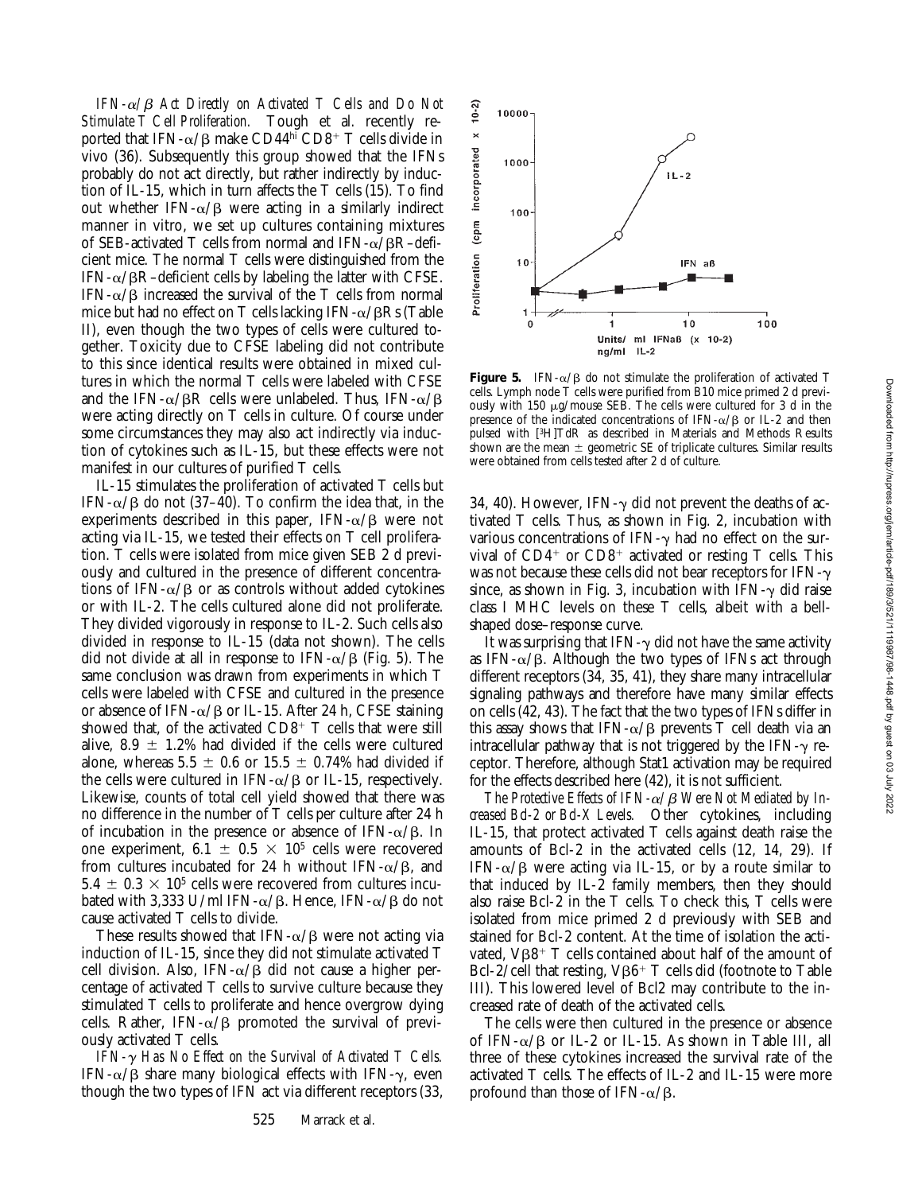*IFN-α/β Act Directly on Activated T Cells and Do Not Stimulate T Cell Proliferation.* Tough et al. recently reported that IFN-α/β make $CD44^{hi}$ $CD8^+$ T cells divide in vivo (36). Subsequently this group showed that the IFNs probably do not act directly, but rather indirectly by induction of IL-15, which in turn affects the T cells (15). To find out whether IFN-α/β were acting in a similarly indirect manner in vitro, we set up cultures containing mixtures of SEB-activated T cells from normal and IFN-α/βR–deficient mice. The normal T cells were distinguished from the IFN-α/βR–deficient cells by labeling the latter with CFSE. IFN-α/β increased the survival of the T cells from normal mice but had no effect on T cells lacking IFN-α/βRs (Table II), even though the two types of cells were cultured together. Toxicity due to CFSE labeling did not contribute to this since identical results were obtained in mixed cultures in which the normal T cells were labeled with CFSE and the IFN-α/βR cells were unlabeled. Thus, IFN-α/β were acting directly on T cells in culture. Of course under some circumstances they may also act indirectly via induction of cytokines such as IL-15, but these effects were not manifest in our cultures of purified T cells.

IL-15 stimulates the proliferation of activated T cells but IFN-α/β do not (37–40). To confirm the idea that, in the experiments described in this paper, IFN-α/β were not acting via IL-15, we tested their effects on T cell proliferation. T cells were isolated from mice given SEB 2 d previously and cultured in the presence of different concentrations of IFN-α/β or as controls without added cytokines or with IL-2. The cells cultured alone did not proliferate. They divided vigorously in response to IL-2. Such cells also divided in response to IL-15 (data not shown). The cells did not divide at all in response to IFN-α/β (Fig. 5). The same conclusion was drawn from experiments in which T cells were labeled with CFSE and cultured in the presence or absence of IFN-α/β or IL-15. After 24 h, CFSE staining showed that, of the activated $CD8^+$ T cells that were still alive, 8.9 ± 1.2% had divided if the cells were cultured alone, whereas 5.5 ± 0.6 or 15.5 ± 0.74% had divided if the cells were cultured in IFN-α/β or IL-15, respectively. Likewise, counts of total cell yield showed that there was no difference in the number of T cells per culture after 24 h of incubation in the presence or absence of IFN-α/β. In one experiment, $6.1 \pm 0.5 \times 10^5$ cells were recovered from cultures incubated for 24 h without IFN-α/β, and $5.4 \pm 0.3 \times 10^5$ cells were recovered from cultures incubated with 3,333 U/ml IFN-α/β. Hence, IFN-α/β do not cause activated T cells to divide.

These results showed that IFN-α/β were not acting via induction of IL-15, since they did not stimulate activated T cell division. Also, IFN-α/β did not cause a higher percentage of activated T cells to survive culture because they stimulated T cells to proliferate and hence overgrow dying cells. Rather, IFN-α/β promoted the survival of previously activated T cells.

*IFN-γ Has No Effect on the Survival of Activated T Cells.* IFN-α/β share many biological effects with IFN-γ, even though the two types of IFN act via different receptors (33, 34, 40). However, IFN-γ did not prevent the deaths of activated T cells. Thus, as shown in Fig. 2, incubation with various concentrations of IFN-γ had no effect on the survival of $CD4^+$ or $CD8^+$ activated or resting T cells. This was not because these cells did not bear receptors for IFN-γ since, as shown in Fig. 3, incubation with IFN-γ did raise class I MHC levels on these T cells, albeit with a bell-shaped dose–response curve.

**Figure 5.** IFN-α/β do not stimulate the proliferation of activated T cells. Lymph node T cells were purified from B10 mice primed 2 d previously with 150 μg/mouse SEB. The cells were cultured for 3 d in the presence of the indicated concentrations of IFN-α/β or IL-2 and then pulsed with [$^3$H]TdR as described in Materials and Methods Results shown are the mean ± geometric SE of triplicate cultures. Similar results were obtained from cells tested after 2 d of culture.

It was surprising that IFN-γ did not have the same activity as IFN-α/β. Although the two types of IFNs act through different receptors (34, 35, 41), they share many intracellular signaling pathways and therefore have many similar effects on cells (42, 43). The fact that the two types of IFNs differ in this assay shows that IFN-α/β prevents T cell death via an intracellular pathway that is not triggered by the IFN-γ receptor. Therefore, although Stat1 activation may be required for the effects described here (42), it is not sufficient.

*The Protective Effects of IFN-α/β Were Not Mediated by Increased Bcl-2 or Bcl-X Levels.* Other cytokines, including IL-15, that protect activated T cells against death raise the amounts of Bcl-2 in the activated cells (12, 14, 29). If IFN-α/β were acting via IL-15, or by a route similar to that induced by IL-2 family members, then they should also raise Bcl-2 in the T cells. To check this, T cells were isolated from mice primed 2 d previously with SEB and stained for Bcl-2 content. At the time of isolation the activated, $V\beta8^+$ T cells contained about half of the amount of Bcl-2/cell that resting, $V\beta6^+$ T cells did (footnote to Table III). This lowered level of Bcl2 may contribute to the increased rate of death of the activated cells.

The cells were then cultured in the presence or absence of IFN-α/β or IL-2 or IL-15. As shown in Table III, all three of these cytokines increased the survival rate of the activated T cells. The effects of IL-2 and IL-15 were more profound than those of IFN-α/β.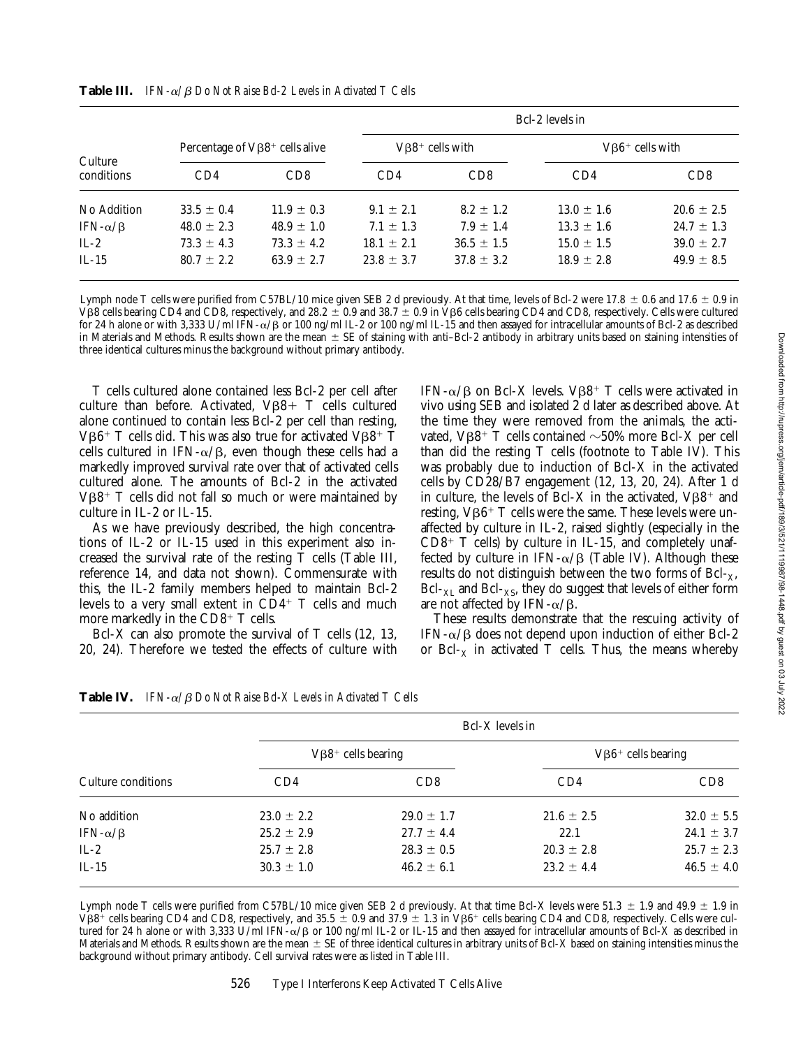**Table III.** *IFN-α/β Do Not Raise Bcl-2 Levels in Activated T Cells*

| Culture conditions | Percentage of Vβ8+ cells alive | | Bcl-2 levels in | | | |
|---|---|---|---|---|---|---|
| | | | Vβ8+ cells with | | Vβ6+ cells with | |
| | CD4 | CD8 | CD4 | CD8 | CD4 | CD8 |
| No Addition | 33.5 ± 0.4 | 11.9 ± 0.3 | 9.1 ± 2.1 | 8.2 ± 1.2 | 13.0 ± 1.6 | 20.6 ± 2.5 |
| IFN-α/β | 48.0 ± 2.3 | 48.9 ± 1.0 | 7.1 ± 1.3 | 7.9 ± 1.4 | 13.3 ± 1.6 | 24.7 ± 1.3 |
| IL-2 | 73.3 ± 4.3 | 73.3 ± 4.2 | 18.1 ± 2.1 | 36.5 ± 1.5 | 15.0 ± 1.5 | 39.0 ± 2.7 |
| IL-15 | 80.7 ± 2.2 | 63.9 ± 2.7 | 23.8 ± 3.7 | 37.8 ± 3.2 | 18.9 ± 2.8 | 49.9 ± 8.5 |

Lymph node T cells were purified from C57BL/10 mice given SEB 2 d previously. At that time, levels of Bcl-2 were 17.8 ± 0.6 and 17.6 ± 0.9 in Vβ8 cells bearing CD4 and CD8, respectively, and 28.2 ± 0.9 and 38.7 ± 0.9 in Vβ6 cells bearing CD4 and CD8, respectively. Cells were cultured for 24 h alone or with 3,333 U/ml IFN-α/β or 100 ng/ml IL-2 or 100 ng/ml IL-15 and then assayed for intracellular amounts of Bcl-2 as described in Materials and Methods. Results shown are the mean ± SE of staining with anti–Bcl-2 antibody in arbitrary units based on staining intensities of three identical cultures minus the background without primary antibody.

T cells cultured alone contained less Bcl-2 per cell after culture than before. Activated, Vβ8+ T cells cultured alone continued to contain less Bcl-2 per cell than resting, Vβ6+ T cells did. This was also true for activated Vβ8+ T cells cultured in IFN-α/β, even though these cells had a markedly improved survival rate over that of activated cells cultured alone. The amounts of Bcl-2 in the activated Vβ8+ T cells did not fall so much or were maintained by culture in IL-2 or IL-15.

As we have previously described, the high concentrations of IL-2 or IL-15 used in this experiment also increased the survival rate of the resting T cells (Table III, reference 14, and data not shown). Commensurate with this, the IL-2 family members helped to maintain Bcl-2 levels to a very small extent in CD4+ T cells and much more markedly in the CD8+ T cells.

Bcl-X can also promote the survival of T cells (12, 13, 20, 24). Therefore we tested the effects of culture with IFN-α/β on Bcl-X levels. Vβ8+ T cells were activated in vivo using SEB and isolated 2 d later as described above. At the time they were removed from the animals, the activated, Vβ8+ T cells contained ~50% more Bcl-X per cell than did the resting T cells (footnote to Table IV). This was probably due to induction of Bcl-X in the activated cells by CD28/B7 engagement (12, 13, 20, 24). After 1 d in culture, the levels of Bcl-X in the activated, Vβ8+ and resting, Vβ6+ T cells were the same. These levels were unaffected by culture in IL-2, raised slightly (especially in the CD8+ T cells) by culture in IL-15, and completely unaffected by culture in IFN-α/β (Table IV). Although these results do not distinguish between the two forms of $Bcl\text{-}_X$, $Bcl\text{-}_{XL}$ and $Bcl\text{-}_{XS}$, they do suggest that levels of either form are not affected by IFN-α/β.

These results demonstrate that the rescuing activity of IFN-α/β does not depend upon induction of either Bcl-2 or $Bcl\text{-}_X$ in activated T cells. Thus, the means whereby

**Table IV.** *IFN-α/β Do Not Raise Bcl-X Levels in Activated T Cells*

| Culture conditions | Bcl-X levels in | | | |
|---|---|---|---|---|
| | Vβ8+ cells bearing | | Vβ6+ cells bearing | |
| | CD4 | CD8 | CD4 | CD8 |
| No addition | 23.0 ± 2.2 | 29.0 ± 1.7 | 21.6 ± 2.5 | 32.0 ± 5.5 |
| IFN-α/β | 25.2 ± 2.9 | 27.7 ± 4.4 | 22.1 | 24.1 ± 3.7 |
| IL-2 | 25.7 ± 2.8 | 28.3 ± 0.5 | 20.3 ± 2.8 | 25.7 ± 2.3 |
| IL-15 | 30.3 ± 1.0 | 46.2 ± 6.1 | 23.2 ± 4.4 | 46.5 ± 4.0 |

Lymph node T cells were purified from C57BL/10 mice given SEB 2 d previously. At that time Bcl-X levels were 51.3 ± 1.9 and 49.9 ± 1.9 in Vβ8+ cells bearing CD4 and CD8, respectively, and 35.5 ± 0.9 and 37.9 ± 1.3 in Vβ6+ cells bearing CD4 and CD8, respectively. Cells were cultured for 24 h alone or with 3,333 U/ml IFN-α/β or 100 ng/ml IL-2 or IL-15 and then assayed for intracellular amounts of Bcl-X as described in Materials and Methods. Results shown are the mean ± SE of three identical cultures in arbitrary units of Bcl-X based on staining intensities minus the background without primary antibody. Cell survival rates were as listed in Table III.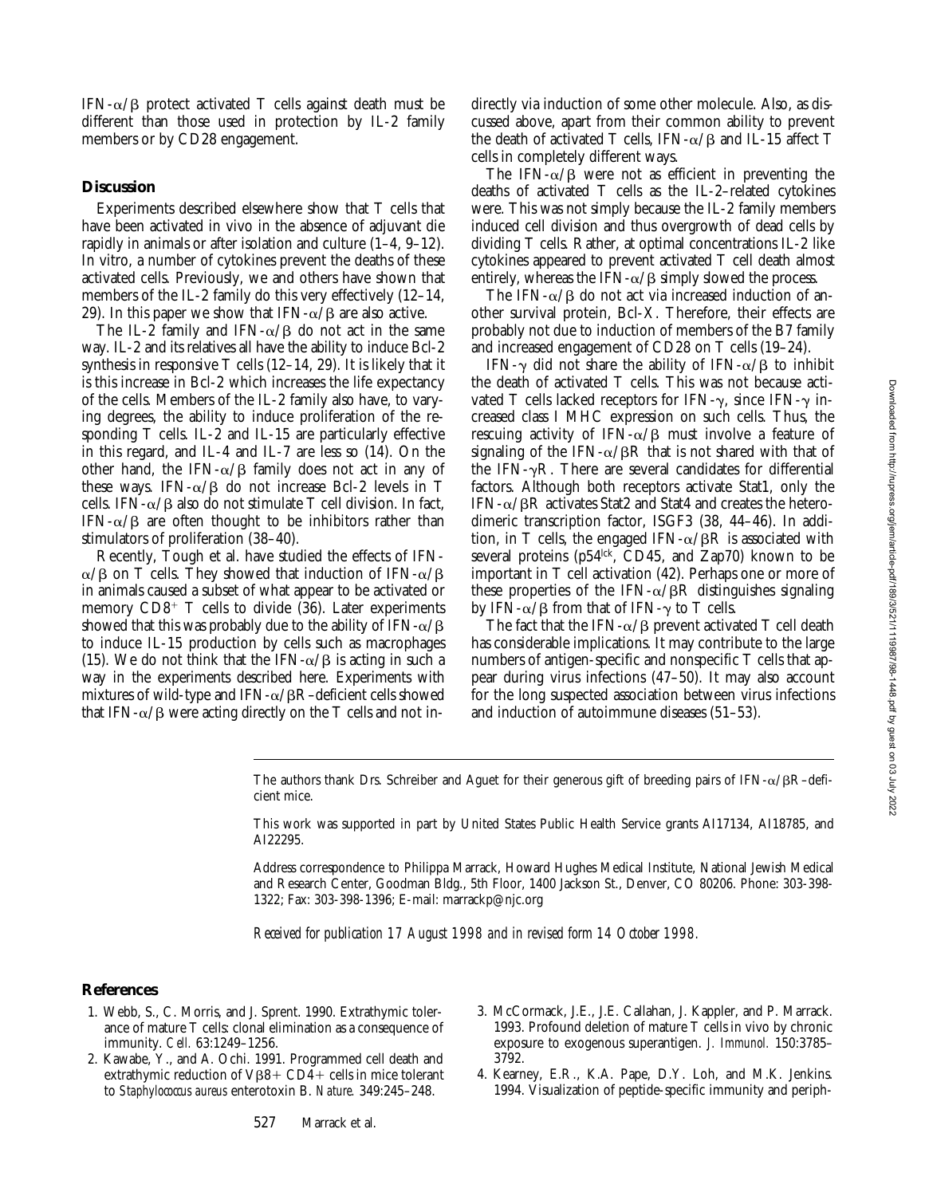IFN-α/β protect activated T cells against death must be different than those used in protection by IL-2 family members or by CD28 engagement.

## Discussion

Experiments described elsewhere show that T cells that have been activated in vivo in the absence of adjuvant die rapidly in animals or after isolation and culture (1–4, 9–12). In vitro, a number of cytokines prevent the deaths of these activated cells. Previously, we and others have shown that members of the IL-2 family do this very effectively (12–14, 29). In this paper we show that IFN-α/β are also active.

The IL-2 family and IFN-α/β do not act in the same way. IL-2 and its relatives all have the ability to induce Bcl-2 synthesis in responsive T cells (12–14, 29). It is likely that it is this increase in Bcl-2 which increases the life expectancy of the cells. Members of the IL-2 family also have, to varying degrees, the ability to induce proliferation of the responding T cells. IL-2 and IL-15 are particularly effective in this regard, and IL-4 and IL-7 are less so (14). On the other hand, the IFN-α/β family does not act in any of these ways. IFN-α/β do not increase Bcl-2 levels in T cells. IFN-α/β also do not stimulate T cell division. In fact, IFN-α/β are often thought to be inhibitors rather than stimulators of proliferation (38–40).

Recently, Tough et al. have studied the effects of IFN-α/β on T cells. They showed that induction of IFN-α/β in animals caused a subset of what appear to be activated or memory $CD8^+$ T cells to divide (36). Later experiments showed that this was probably due to the ability of IFN-α/β to induce IL-15 production by cells such as macrophages (15). We do not think that the IFN-α/β is acting in such a way in the experiments described here. Experiments with mixtures of wild-type and IFN-α/βR–deficient cells showed that IFN-α/β were acting directly on the T cells and not indirectly via induction of some other molecule. Also, as discussed above, apart from their common ability to prevent the death of activated T cells, IFN-α/β and IL-15 affect T cells in completely different ways.

The IFN-α/β were not as efficient in preventing the deaths of activated T cells as the IL-2–related cytokines were. This was not simply because the IL-2 family members induced cell division and thus overgrowth of dead cells by dividing T cells. Rather, at optimal concentrations IL-2 like cytokines appeared to prevent activated T cell death almost entirely, whereas the IFN-α/β simply slowed the process.

The IFN-α/β do not act via increased induction of another survival protein, Bcl-X. Therefore, their effects are probably not due to induction of members of the B7 family and increased engagement of CD28 on T cells (19–24).

IFN-γ did not share the ability of IFN-α/β to inhibit the death of activated T cells. This was not because activated T cells lacked receptors for IFN-γ, since IFN-γ increased class I MHC expression on such cells. Thus, the rescuing activity of IFN-α/β must involve a feature of signaling of the IFN-α/βR that is not shared with that of the IFN-γR. There are several candidates for differential factors. Although both receptors activate Stat1, only the IFN-α/βR activates Stat2 and Stat4 and creates the heterodimeric transcription factor, ISGF3 (38, 44–46). In addition, in T cells, the engaged IFN-α/βR is associated with several proteins ($p54^{lck}$, CD45, and Zap70) known to be important in T cell activation (42). Perhaps one or more of these properties of the IFN-α/βR distinguishes signaling by IFN-α/β from that of IFN-γ to T cells.

The fact that the IFN-α/β prevent activated T cell death has considerable implications. It may contribute to the large numbers of antigen-specific and nonspecific T cells that appear during virus infections (47–50). It may also account for the long suspected association between virus infections and induction of autoimmune diseases (51–53).

---

The authors thank Drs. Schreiber and Aguet for their generous gift of breeding pairs of IFN-α/βR–deficient mice.

This work was supported in part by United States Public Health Service grants AI17134, AI18785, and AI22295.

Address correspondence to Philippa Marrack, Howard Hughes Medical Institute, National Jewish Medical and Research Center, Goodman Bldg., 5th Floor, 1400 Jackson St., Denver, CO 80206. Phone: 303-398-1322; Fax: 303-398-1396; E-mail: marrackp@njc.org

*Received for publication 17 August 1998 and in revised form 14 October 1998.*

## References

1. Webb, S., C. Morris, and J. Sprent. 1990. Extrathymic tolerance of mature T cells: clonal elimination as a consequence of immunity. *Cell.* 63:1249–1256.
2. Kawabe, Y., and A. Ochi. 1991. Programmed cell death and extrathymic reduction of Vβ8+ CD4+ cells in mice tolerant to *Staphylococcus aureus* enterotoxin B. *Nature.* 349:245–248.
3. McCormack, J.E., J.E. Callahan, J. Kappler, and P. Marrack. 1993. Profound deletion of mature T cells in vivo by chronic exposure to exogenous superantigen. *J. Immunol.* 150:3785–3792.
4. Kearney, E.R., K.A. Pape, D.Y. Loh, and M.K. Jenkins. 1994. Visualization of peptide-specific immunity and periph-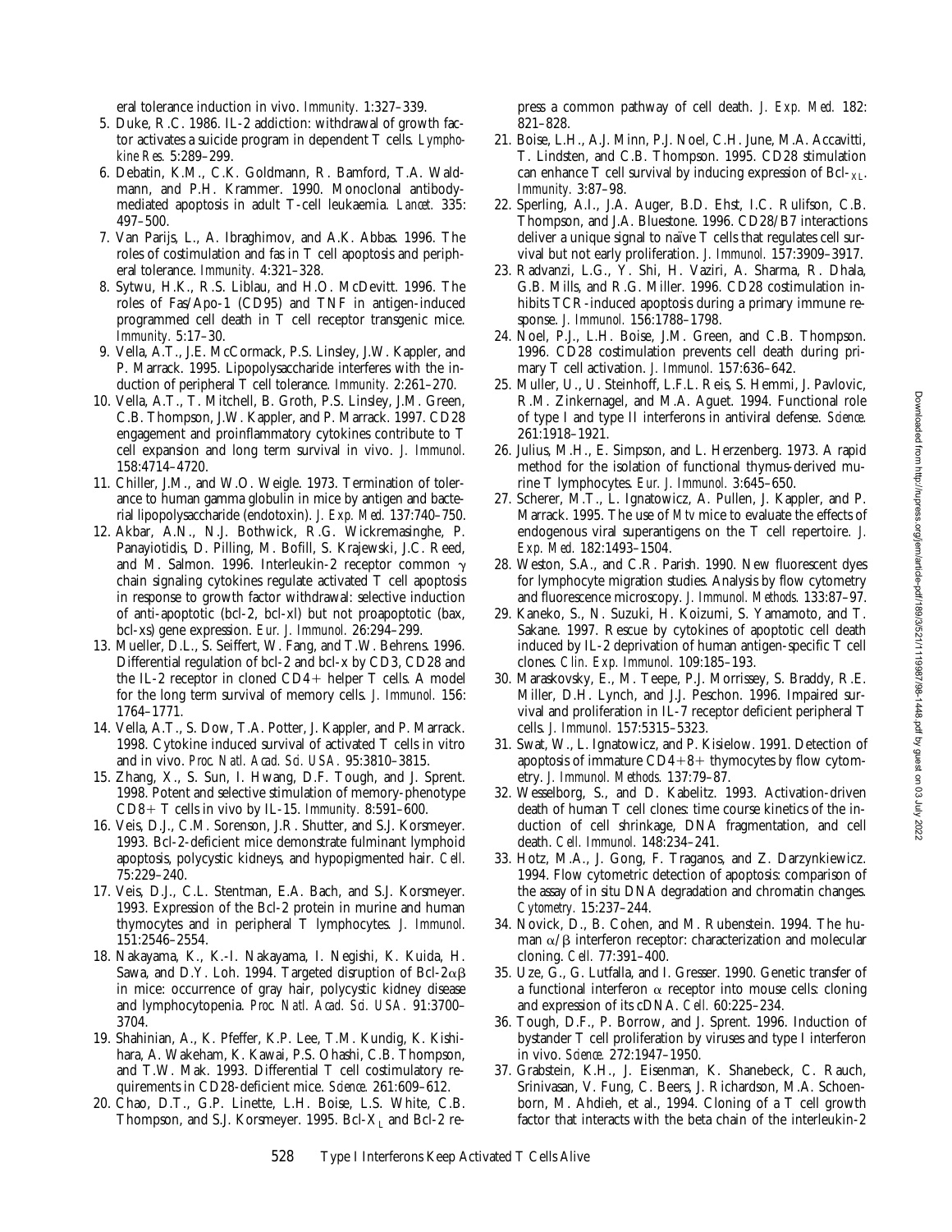eral tolerance induction in vivo. *Immunity.* 1:327–339.

5. Duke, R.C. 1986. IL-2 addiction: withdrawal of growth factor activates a suicide program in dependent T cells. *Lymphokine Res.* 5:289–299.
6. Debatin, K.M., C.K. Goldmann, R. Bamford, T.A. Waldmann, and P.H. Krammer. 1990. Monoclonal antibody-mediated apoptosis in adult T-cell leukaemia. *Lancet.* 335: 497–500.
7. Van Parijs, L., A. Ibraghimov, and A.K. Abbas. 1996. The roles of costimulation and fas in T cell apoptosis and peripheral tolerance. *Immunity.* 4:321–328.
8. Sytwu, H.K., R.S. Liblau, and H.O. McDevitt. 1996. The roles of Fas/Apo-1 (CD95) and TNF in antigen-induced programmed cell death in T cell receptor transgenic mice. *Immunity.* 5:17–30.
9. Vella, A.T., J.E. McCormack, P.S. Linsley, J.W. Kappler, and P. Marrack. 1995. Lipopolysaccharide interferes with the induction of peripheral T cell tolerance. *Immunity.* 2:261–270.
10. Vella, A.T., T. Mitchell, B. Groth, P.S. Linsley, J.M. Green, C.B. Thompson, J.W. Kappler, and P. Marrack. 1997. CD28 engagement and proinflammatory cytokines contribute to T cell expansion and long term survival in vivo. *J. Immunol.* 158:4714–4720.
11. Chiller, J.M., and W.O. Weigle. 1973. Termination of tolerance to human gamma globulin in mice by antigen and bacterial lipopolysaccharide (endotoxin). *J. Exp. Med.* 137:740–750.
12. Akbar, A.N., N.J. Bothwick, R.G. Wickremasinghe, P. Panayiotidis, D. Pilling, M. Bofill, S. Krajewski, J.C. Reed, and M. Salmon. 1996. Interleukin-2 receptor common $\gamma$ chain signaling cytokines regulate activated T cell apoptosis in response to growth factor withdrawal: selective induction of anti-apoptotic (bcl-2, bcl-xl) but not proapoptotic (bax, bcl-xs) gene expression. *Eur. J. Immunol.* 26:294–299.
13. Mueller, D.L., S. Seiffert, W. Fang, and T.W. Behrens. 1996. Differential regulation of bcl-2 and bcl-x by CD3, CD28 and the IL-2 receptor in cloned CD4+ helper T cells. A model for the long term survival of memory cells. *J. Immunol.* 156: 1764–1771.
14. Vella, A.T., S. Dow, T.A. Potter, J. Kappler, and P. Marrack. 1998. Cytokine induced survival of activated T cells in vitro and in vivo. *Proc. Natl. Acad. Sci. USA.* 95:3810–3815.
15. Zhang, X., S. Sun, I. Hwang, D.F. Tough, and J. Sprent. 1998. Potent and selective stimulation of memory-phenotype CD8+ T cells in vivo by IL-15. *Immunity.* 8:591–600.
16. Veis, D.J., C.M. Sorenson, J.R. Shutter, and S.J. Korsmeyer. 1993. Bcl-2-deficient mice demonstrate fulminant lymphoid apoptosis, polycystic kidneys, and hypopigmented hair. *Cell.* 75:229–240.
17. Veis, D.J., C.L. Stentman, E.A. Bach, and S.J. Korsmeyer. 1993. Expression of the Bcl-2 protein in murine and human thymocytes and in peripheral T lymphocytes. *J. Immunol.* 151:2546–2554.
18. Nakayama, K., K.-I. Nakayama, I. Negishi, K. Kuida, H. Sawa, and D.Y. Loh. 1994. Targeted disruption of Bcl-2$\alpha\beta$ in mice: occurrence of gray hair, polycystic kidney disease and lymphocytopenia. *Proc. Natl. Acad. Sci. USA.* 91:3700–3704.
19. Shahinian, A., K. Pfeffer, K.P. Lee, T.M. Kundig, K. Kishihara, A. Wakeham, K. Kawai, P.S. Ohashi, C.B. Thompson, and T.W. Mak. 1993. Differential T cell costimulatory requirements in CD28-deficient mice. *Science.* 261:609–612.
20. Chao, D.T., G.P. Linette, L.H. Boise, L.S. White, C.B. Thompson, and S.J. Korsmeyer. 1995. Bcl-$X_L$ and Bcl-2 repress a common pathway of cell death. *J. Exp. Med.* 182: 821–828.
21. Boise, L.H., A.J. Minn, P.J. Noel, C.H. June, M.A. Accavitti, T. Lindsten, and C.B. Thompson. 1995. CD28 stimulation can enhance T cell survival by inducing expression of Bcl-$_{XL}$. *Immunity.* 3:87–98.
22. Sperling, A.I., J.A. Auger, B.D. Ehst, I.C. Rulifson, C.B. Thompson, and J.A. Bluestone. 1996. CD28/B7 interactions deliver a unique signal to naïve T cells that regulates cell survival but not early proliferation. *J. Immunol.* 157:3909–3917.
23. Radvanzi, L.G., Y. Shi, H. Vaziri, A. Sharma, R. Dhala, G.B. Mills, and R.G. Miller. 1996. CD28 costimulation inhibits TCR-induced apoptosis during a primary immune response. *J. Immunol.* 156:1788–1798.
24. Noel, P.J., L.H. Boise, J.M. Green, and C.B. Thompson. 1996. CD28 costimulation prevents cell death during primary T cell activation. *J. Immunol.* 157:636–642.
25. Muller, U., U. Steinhoff, L.F.L. Reis, S. Hemmi, J. Pavlovic, R.M. Zinkernagel, and M.A. Aguet. 1994. Functional role of type I and type II interferons in antiviral defense. *Science.* 261:1918–1921.
26. Julius, M.H., E. Simpson, and L. Herzenberg. 1973. A rapid method for the isolation of functional thymus-derived murine T lymphocytes. *Eur. J. Immunol.* 3:645–650.
27. Scherer, M.T., L. Ignatowicz, A. Pullen, J. Kappler, and P. Marrack. 1995. The use of *Mtv* mice to evaluate the effects of endogenous viral superantigens on the T cell repertoire. *J. Exp. Med.* 182:1493–1504.
28. Weston, S.A., and C.R. Parish. 1990. New fluorescent dyes for lymphocyte migration studies. Analysis by flow cytometry and fluorescence microscopy. *J. Immunol. Methods.* 133:87–97.
29. Kaneko, S., N. Suzuki, H. Koizumi, S. Yamamoto, and T. Sakane. 1997. Rescue by cytokines of apoptotic cell death induced by IL-2 deprivation of human antigen-specific T cell clones. *Clin. Exp. Immunol.* 109:185–193.
30. Maraskovsky, E., M. Teepe, P.J. Morrissey, S. Braddy, R.E. Miller, D.H. Lynch, and J.J. Peschon. 1996. Impaired survival and proliferation in IL-7 receptor deficient peripheral T cells. *J. Immunol.* 157:5315–5323.
31. Swat, W., L. Ignatowicz, and P. Kisielow. 1991. Detection of apoptosis of immature CD4+8+ thymocytes by flow cytometry. *J. Immunol. Methods.* 137:79–87.
32. Wesselborg, S., and D. Kabelitz. 1993. Activation-driven death of human T cell clones: time course kinetics of the induction of cell shrinkage, DNA fragmentation, and cell death. *Cell. Immunol.* 148:234–241.
33. Hotz, M.A., J. Gong, F. Traganos, and Z. Darzynkiewicz. 1994. Flow cytometric detection of apoptosis: comparison of the assay of in situ DNA degradation and chromatin changes. *Cytometry.* 15:237–244.
34. Novick, D., B. Cohen, and M. Rubenstein. 1994. The human $\alpha/\beta$ interferon receptor: characterization and molecular cloning. *Cell.* 77:391–400.
35. Uze, G., G. Lutfalla, and I. Gresser. 1990. Genetic transfer of a functional interferon $\alpha$ receptor into mouse cells: cloning and expression of its cDNA. *Cell.* 60:225–234.
36. Tough, D.F., P. Borrow, and J. Sprent. 1996. Induction of bystander T cell proliferation by viruses and type I interferon in vivo. *Science.* 272:1947–1950.
37. Grabstein, K.H., J. Eisenman, K. Shanebeck, C. Rauch, Srinivasan, V. Fung, C. Beers, J. Richardson, M.A. Schoenborn, M. Ahdieh, et al., 1994. Cloning of a T cell growth factor that interacts with the beta chain of the interleukin-2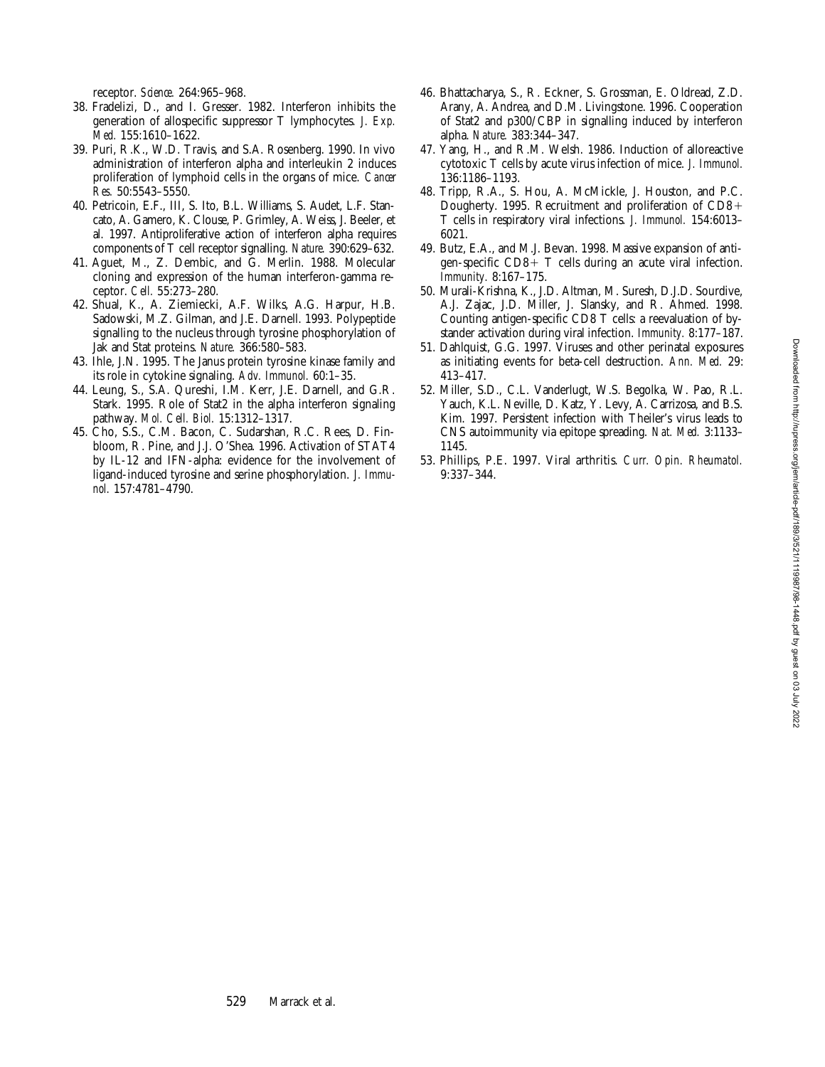receptor. *Science.* 264:965–968.

38. Fradelizi, D., and I. Gresser. 1982. Interferon inhibits the generation of allospecific suppressor T lymphocytes. *J. Exp. Med.* 155:1610–1622.
39. Puri, R.K., W.D. Travis, and S.A. Rosenberg. 1990. In vivo administration of interferon alpha and interleukin 2 induces proliferation of lymphoid cells in the organs of mice. *Cancer Res.* 50:5543–5550.
40. Petricoin, E.F., III, S. Ito, B.L. Williams, S. Audet, L.F. Stancato, A. Gamero, K. Clouse, P. Grimley, A. Weiss, J. Beeler, et al. 1997. Antiproliferative action of interferon alpha requires components of T cell receptor signalling. *Nature.* 390:629–632.
41. Aguet, M., Z. Dembic, and G. Merlin. 1988. Molecular cloning and expression of the human interferon-gamma receptor. *Cell.* 55:273–280.
42. Shual, K., A. Ziemiecki, A.F. Wilks, A.G. Harpur, H.B. Sadowski, M.Z. Gilman, and J.E. Darnell. 1993. Polypeptide signalling to the nucleus through tyrosine phosphorylation of Jak and Stat proteins. *Nature.* 366:580–583.
43. Ihle, J.N. 1995. The Janus protein tyrosine kinase family and its role in cytokine signaling. *Adv. Immunol.* 60:1–35.
44. Leung, S., S.A. Qureshi, I.M. Kerr, J.E. Darnell, and G.R. Stark. 1995. Role of Stat2 in the alpha interferon signaling pathway. *Mol. Cell. Biol.* 15:1312–1317.
45. Cho, S.S., C.M. Bacon, C. Sudarshan, R.C. Rees, D. Finbloom, R. Pine, and J.J. O'Shea. 1996. Activation of STAT4 by IL-12 and IFN-alpha: evidence for the involvement of ligand-induced tyrosine and serine phosphorylation. *J. Immunol.* 157:4781–4790.
46. Bhattacharya, S., R. Eckner, S. Grossman, E. Oldread, Z.D. Arany, A. Andrea, and D.M. Livingstone. 1996. Cooperation of Stat2 and p300/CBP in signalling induced by interferon alpha. *Nature.* 383:344–347.
47. Yang, H., and R.M. Welsh. 1986. Induction of alloreactive cytotoxic T cells by acute virus infection of mice. *J. Immunol.* 136:1186–1193.
48. Tripp, R.A., S. Hou, A. McMickle, J. Houston, and P.C. Dougherty. 1995. Recruitment and proliferation of CD8+ T cells in respiratory viral infections. *J. Immunol.* 154:6013–6021.
49. Butz, E.A., and M.J. Bevan. 1998. Massive expansion of antigen-specific CD8+ T cells during an acute viral infection. *Immunity.* 8:167–175.
50. Murali-Krishna, K., J.D. Altman, M. Suresh, D.J.D. Sourdive, A.J. Zajac, J.D. Miller, J. Slansky, and R. Ahmed. 1998. Counting antigen-specific CD8 T cells: a reevaluation of bystander activation during viral infection. *Immunity.* 8:177–187.
51. Dahlquist, G.G. 1997. Viruses and other perinatal exposures as initiating events for beta-cell destruction. *Ann. Med.* 29: 413–417.
52. Miller, S.D., C.L. Vanderlugt, W.S. Begolka, W. Pao, R.L. Yauch, K.L. Neville, D. Katz, Y. Levy, A. Carrizosa, and B.S. Kim. 1997. Persistent infection with Theiler's virus leads to CNS autoimmunity via epitope spreading. *Nat. Med.* 3:1133–1145.
53. Phillips, P.E. 1997. Viral arthritis. *Curr. Opin. Rheumatol.* 9:337–344.